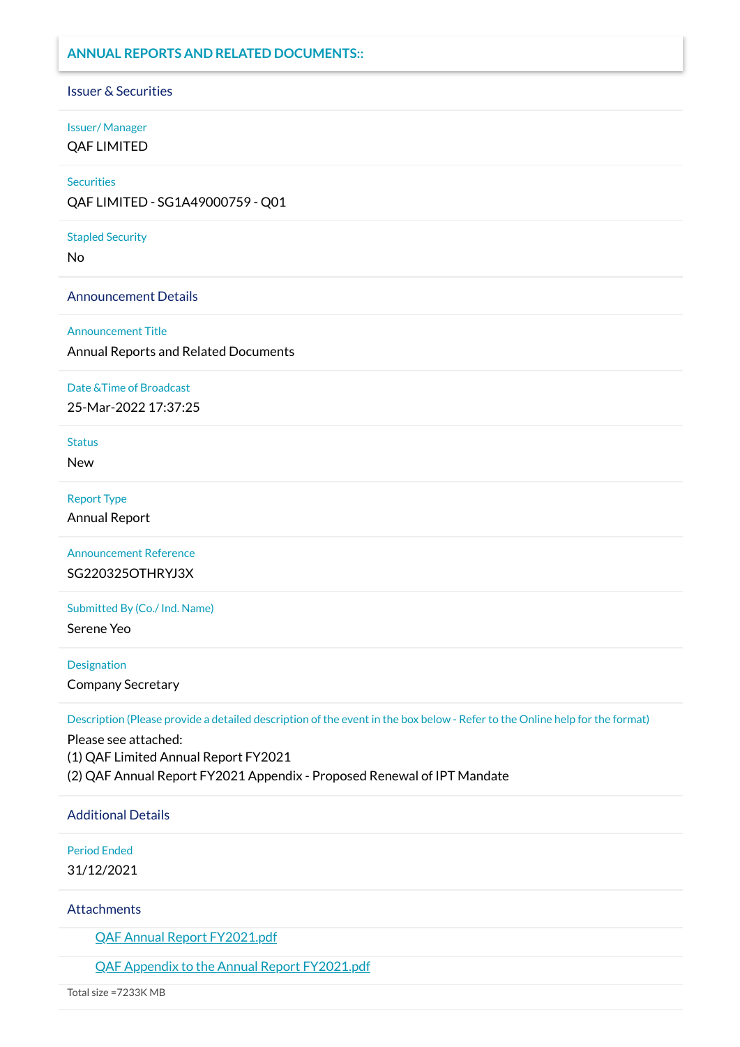## ANNUAL REPORTS AND RELATED DOCUMENTS::

### Issuer & Securities

**Issuer/ Manager**

QAF LIMITED

**Securities**

QAF LIMITED - SG1A49000759 - Q01

**Stapled Security**

No

### Announcement Details

**Announcement Title**

Annual Reports and Related Documents

**Date &Time of Broadcast**

25-Mar-2022 17:37:25

**Status**

New

**Report Type**

Annual Report

**Announcement Reference**

SG220325OTHRYJ3X

**Submitted By (Co./ Ind. Name)**

Serene Yeo

**Designation**

Company Secretary

**Description (Please provide a detailed description of the event in the box below - Refer to the Online help for the format)**

Please see attached:
(1) QAF Limited Annual Report FY2021
(2) QAF Annual Report FY2021 Appendix - Proposed Renewal of IPT Mandate

### Additional Details

**Period Ended**

31/12/2021

### Attachments

QAF Annual Report FY2021.pdf

QAF Appendix to the Annual Report FY2021.pdf

Total size =7233K MB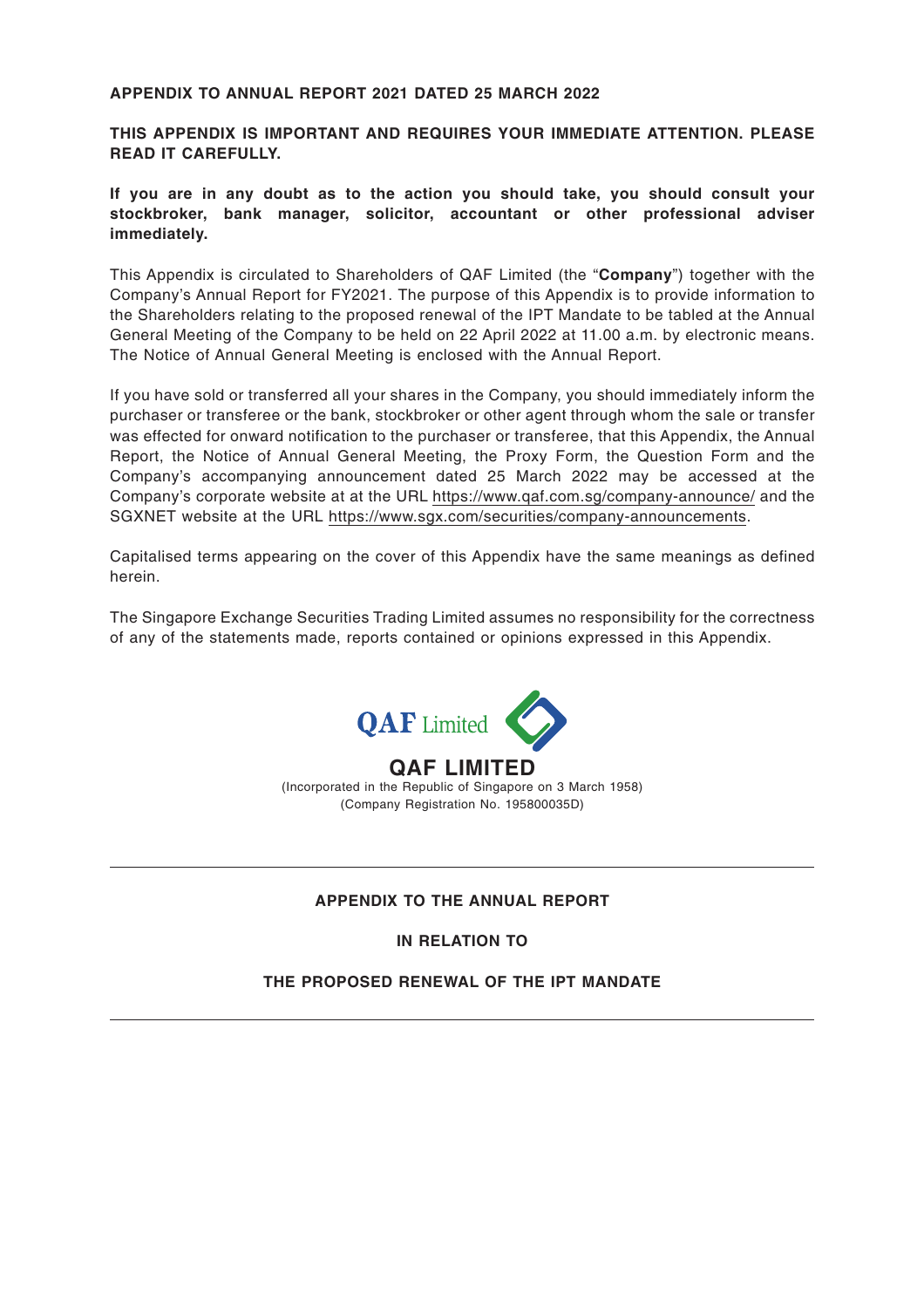**APPENDIX TO ANNUAL REPORT 2021 DATED 25 MARCH 2022**

**THIS APPENDIX IS IMPORTANT AND REQUIRES YOUR IMMEDIATE ATTENTION. PLEASE READ IT CAREFULLY.**

**If you are in any doubt as to the action you should take, you should consult your stockbroker, bank manager, solicitor, accountant or other professional adviser immediately.**

This Appendix is circulated to Shareholders of QAF Limited (the "**Company**") together with the Company's Annual Report for FY2021. The purpose of this Appendix is to provide information to the Shareholders relating to the proposed renewal of the IPT Mandate to be tabled at the Annual General Meeting of the Company to be held on 22 April 2022 at 11.00 a.m. by electronic means. The Notice of Annual General Meeting is enclosed with the Annual Report.

If you have sold or transferred all your shares in the Company, you should immediately inform the purchaser or transferee or the bank, stockbroker or other agent through whom the sale or transfer was effected for onward notification to the purchaser or transferee, that this Appendix, the Annual Report, the Notice of Annual General Meeting, the Proxy Form, the Question Form and the Company's accompanying announcement dated 25 March 2022 may be accessed at the Company's corporate website at at the URL https://www.qaf.com.sg/company-announce/ and the SGXNET website at the URL https://www.sgx.com/securities/company-announcements.

Capitalised terms appearing on the cover of this Appendix have the same meanings as defined herein.

The Singapore Exchange Securities Trading Limited assumes no responsibility for the correctness of any of the statements made, reports contained or opinions expressed in this Appendix.

QAF Limited

**QAF LIMITED**

(Incorporated in the Republic of Singapore on 3 March 1958)
(Company Registration No. 195800035D)

---

**APPENDIX TO THE ANNUAL REPORT**

**IN RELATION TO**

**THE PROPOSED RENEWAL OF THE IPT MANDATE**

---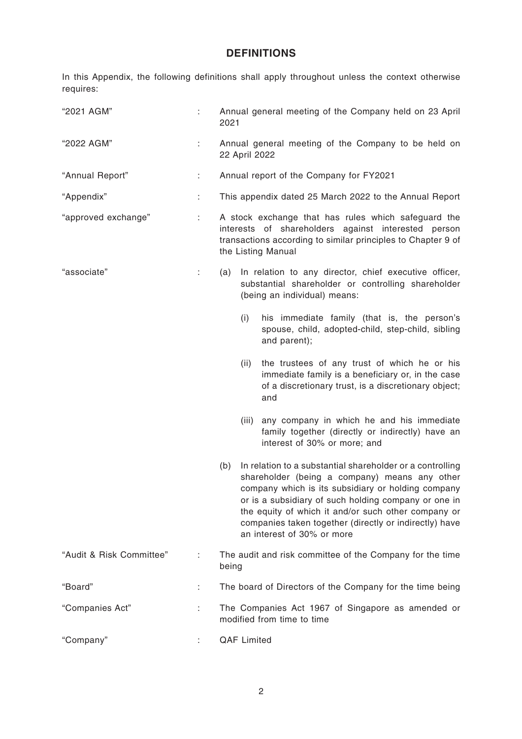## DEFINITIONS

In this Appendix, the following definitions shall apply throughout unless the context otherwise requires:

| Term | | Definition |
|---|---|---|
| "2021 AGM" | : | Annual general meeting of the Company held on 23 April 2021 |
| "2022 AGM" | : | Annual general meeting of the Company to be held on 22 April 2022 |
| "Annual Report" | : | Annual report of the Company for FY2021 |
| "Appendix" | : | This appendix dated 25 March 2022 to the Annual Report |
| "approved exchange" | : | A stock exchange that has rules which safeguard the interests of shareholders against interested person transactions according to similar principles to Chapter 9 of the Listing Manual |
| "associate" | : | (a) In relation to any director, chief executive officer, substantial shareholder or controlling shareholder (being an individual) means:<br>(i) his immediate family (that is, the person's spouse, child, adopted-child, step-child, sibling and parent);<br>(ii) the trustees of any trust of which he or his immediate family is a beneficiary or, in the case of a discretionary trust, is a discretionary object; and<br>(iii) any company in which he and his immediate family together (directly or indirectly) have an interest of 30% or more; and<br>(b) In relation to a substantial shareholder or a controlling shareholder (being a company) means any other company which is its subsidiary or holding company or is a subsidiary of such holding company or one in the equity of which it and/or such other company or companies taken together (directly or indirectly) have an interest of 30% or more |
| "Audit & Risk Committee" | : | The audit and risk committee of the Company for the time being |
| "Board" | : | The board of Directors of the Company for the time being |
| "Companies Act" | : | The Companies Act 1967 of Singapore as amended or modified from time to time |
| "Company" | : | QAF Limited |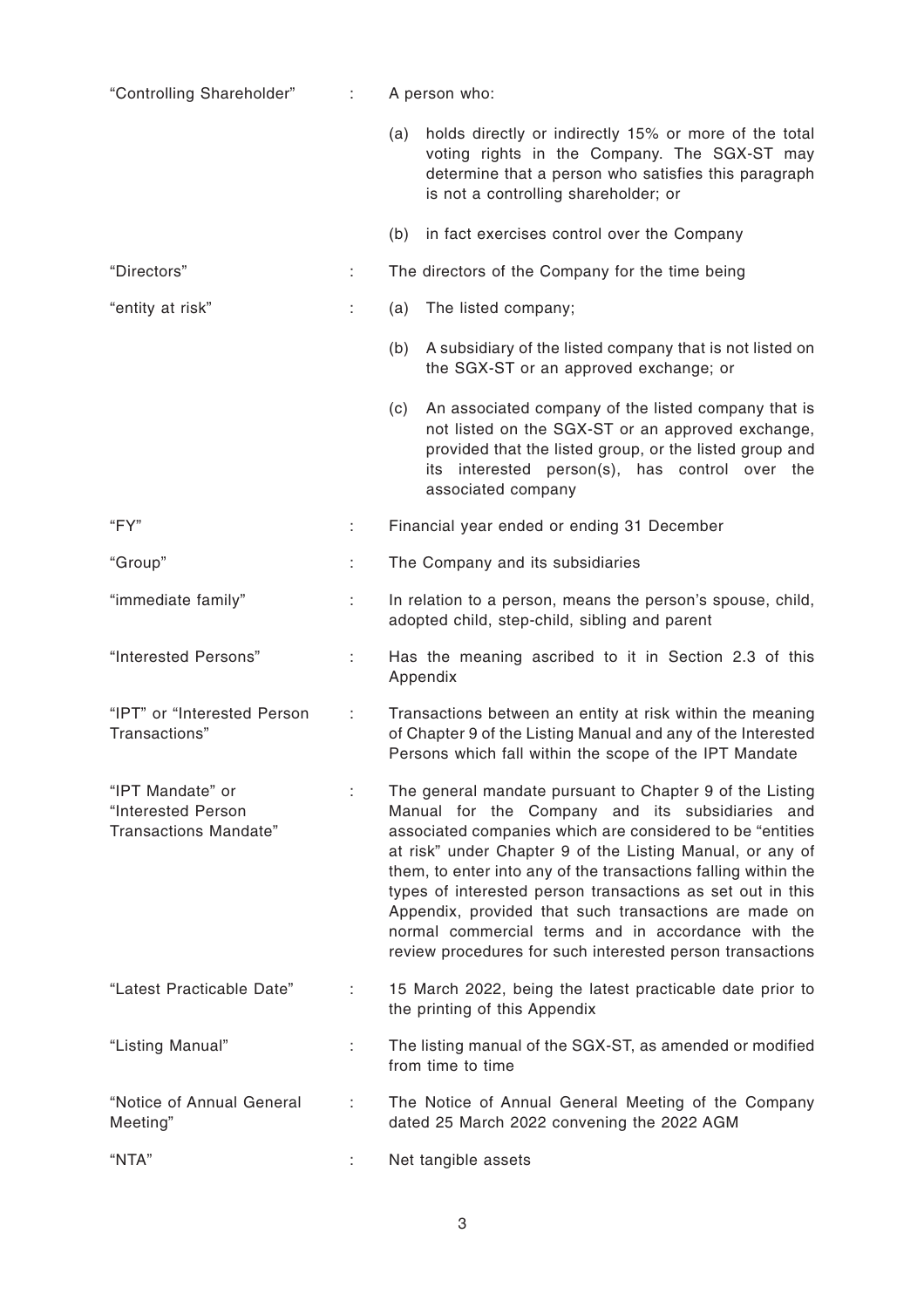| | | |
|---|---|---|
| "Controlling Shareholder" | : | A person who:<br><br>(a) holds directly or indirectly 15% or more of the total voting rights in the Company. The SGX-ST may determine that a person who satisfies this paragraph is not a controlling shareholder; or<br><br>(b) in fact exercises control over the Company |
| "Directors" | : | The directors of the Company for the time being |
| "entity at risk" | : | (a) The listed company;<br><br>(b) A subsidiary of the listed company that is not listed on the SGX-ST or an approved exchange; or<br><br>(c) An associated company of the listed company that is not listed on the SGX-ST or an approved exchange, provided that the listed group, or the listed group and its interested person(s), has control over the associated company |
| "FY" | : | Financial year ended or ending 31 December |
| "Group" | : | The Company and its subsidiaries |
| "immediate family" | : | In relation to a person, means the person's spouse, child, adopted child, step-child, sibling and parent |
| "Interested Persons" | : | Has the meaning ascribed to it in Section 2.3 of this Appendix |
| "IPT" or "Interested Person Transactions" | : | Transactions between an entity at risk within the meaning of Chapter 9 of the Listing Manual and any of the Interested Persons which fall within the scope of the IPT Mandate |
| "IPT Mandate" or "Interested Person Transactions Mandate" | : | The general mandate pursuant to Chapter 9 of the Listing Manual for the Company and its subsidiaries and associated companies which are considered to be "entities at risk" under Chapter 9 of the Listing Manual, or any of them, to enter into any of the transactions falling within the types of interested person transactions as set out in this Appendix, provided that such transactions are made on normal commercial terms and in accordance with the review procedures for such interested person transactions |
| "Latest Practicable Date" | : | 15 March 2022, being the latest practicable date prior to the printing of this Appendix |
| "Listing Manual" | : | The listing manual of the SGX-ST, as amended or modified from time to time |
| "Notice of Annual General Meeting" | : | The Notice of Annual General Meeting of the Company dated 25 March 2022 convening the 2022 AGM |
| "NTA" | : | Net tangible assets |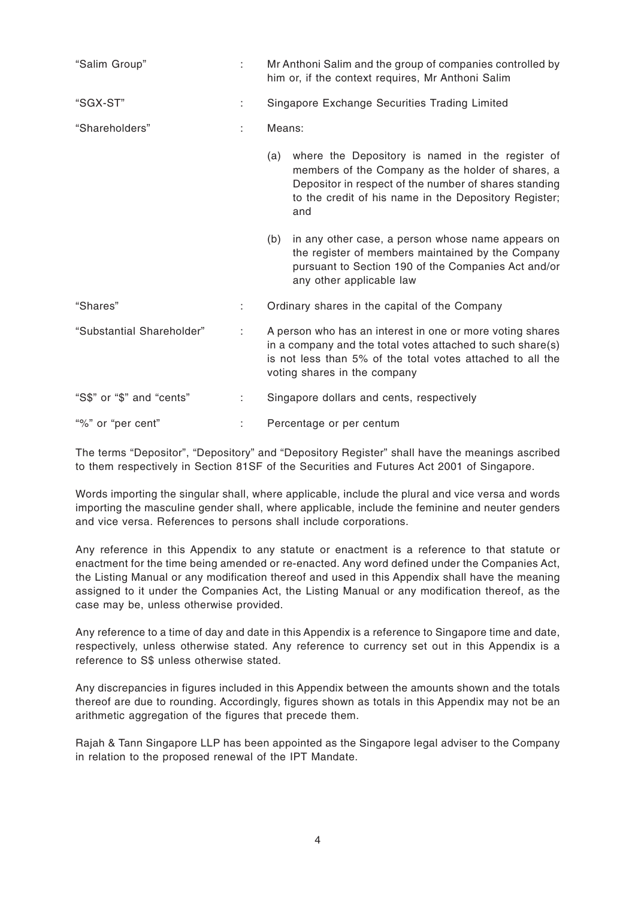| | | |
|---|---|---|
| "Salim Group" | : | Mr Anthoni Salim and the group of companies controlled by him or, if the context requires, Mr Anthoni Salim |
| "SGX-ST" | : | Singapore Exchange Securities Trading Limited |
| "Shareholders" | : | Means:<br><br>(a) where the Depository is named in the register of members of the Company as the holder of shares, a Depositor in respect of the number of shares standing to the credit of his name in the Depository Register; and<br><br>(b) in any other case, a person whose name appears on the register of members maintained by the Company pursuant to Section 190 of the Companies Act and/or any other applicable law |
| "Shares" | : | Ordinary shares in the capital of the Company |
| "Substantial Shareholder" | : | A person who has an interest in one or more voting shares in a company and the total votes attached to such share(s) is not less than 5% of the total votes attached to all the voting shares in the company |
| "S$" or "$" and "cents" | : | Singapore dollars and cents, respectively |
| "%" or "per cent" | : | Percentage or per centum |

The terms "Depositor", "Depository" and "Depository Register" shall have the meanings ascribed to them respectively in Section 81SF of the Securities and Futures Act 2001 of Singapore.

Words importing the singular shall, where applicable, include the plural and vice versa and words importing the masculine gender shall, where applicable, include the feminine and neuter genders and vice versa. References to persons shall include corporations.

Any reference in this Appendix to any statute or enactment is a reference to that statute or enactment for the time being amended or re-enacted. Any word defined under the Companies Act, the Listing Manual or any modification thereof and used in this Appendix shall have the meaning assigned to it under the Companies Act, the Listing Manual or any modification thereof, as the case may be, unless otherwise provided.

Any reference to a time of day and date in this Appendix is a reference to Singapore time and date, respectively, unless otherwise stated. Any reference to currency set out in this Appendix is a reference to S$ unless otherwise stated.

Any discrepancies in figures included in this Appendix between the amounts shown and the totals thereof are due to rounding. Accordingly, figures shown as totals in this Appendix may not be an arithmetic aggregation of the figures that precede them.

Rajah & Tann Singapore LLP has been appointed as the Singapore legal adviser to the Company in relation to the proposed renewal of the IPT Mandate.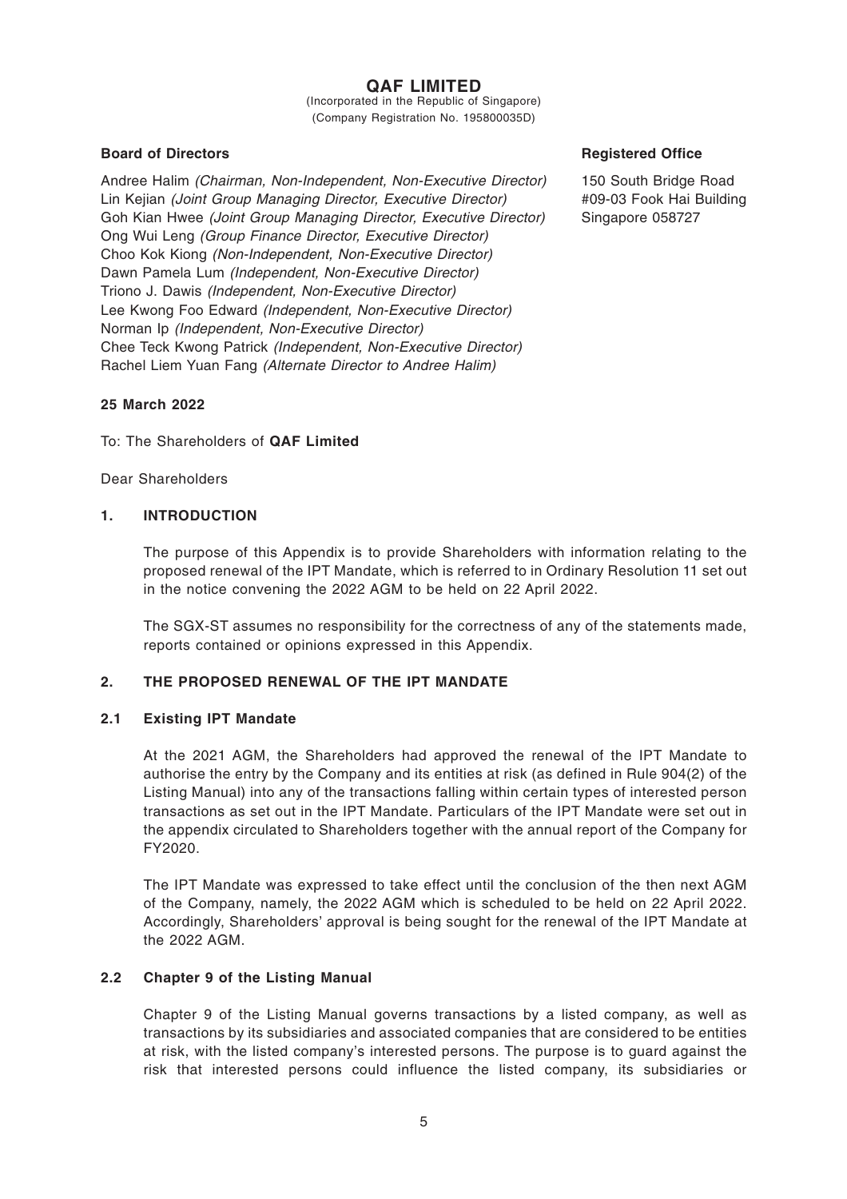# QAF LIMITED

(Incorporated in the Republic of Singapore)
(Company Registration No. 195800035D)

**Board of Directors**

Andree Halim *(Chairman, Non-Independent, Non-Executive Director)*
Lin Kejian *(Joint Group Managing Director, Executive Director)*
Goh Kian Hwee *(Joint Group Managing Director, Executive Director)*
Ong Wui Leng *(Group Finance Director, Executive Director)*
Choo Kok Kiong *(Non-Independent, Non-Executive Director)*
Dawn Pamela Lum *(Independent, Non-Executive Director)*
Triono J. Dawis *(Independent, Non-Executive Director)*
Lee Kwong Foo Edward *(Independent, Non-Executive Director)*
Norman Ip *(Independent, Non-Executive Director)*
Chee Teck Kwong Patrick *(Independent, Non-Executive Director)*
Rachel Liem Yuan Fang *(Alternate Director to Andree Halim)*

**Registered Office**

150 South Bridge Road
#09-03 Fook Hai Building
Singapore 058727

**25 March 2022**

To: The Shareholders of **QAF Limited**

Dear Shareholders

## 1. INTRODUCTION

The purpose of this Appendix is to provide Shareholders with information relating to the proposed renewal of the IPT Mandate, which is referred to in Ordinary Resolution 11 set out in the notice convening the 2022 AGM to be held on 22 April 2022.

The SGX-ST assumes no responsibility for the correctness of any of the statements made, reports contained or opinions expressed in this Appendix.

## 2. THE PROPOSED RENEWAL OF THE IPT MANDATE

### 2.1 Existing IPT Mandate

At the 2021 AGM, the Shareholders had approved the renewal of the IPT Mandate to authorise the entry by the Company and its entities at risk (as defined in Rule 904(2) of the Listing Manual) into any of the transactions falling within certain types of interested person transactions as set out in the IPT Mandate. Particulars of the IPT Mandate were set out in the appendix circulated to Shareholders together with the annual report of the Company for FY2020.

The IPT Mandate was expressed to take effect until the conclusion of the then next AGM of the Company, namely, the 2022 AGM which is scheduled to be held on 22 April 2022. Accordingly, Shareholders' approval is being sought for the renewal of the IPT Mandate at the 2022 AGM.

### 2.2 Chapter 9 of the Listing Manual

Chapter 9 of the Listing Manual governs transactions by a listed company, as well as transactions by its subsidiaries and associated companies that are considered to be entities at risk, with the listed company's interested persons. The purpose is to guard against the risk that interested persons could influence the listed company, its subsidiaries or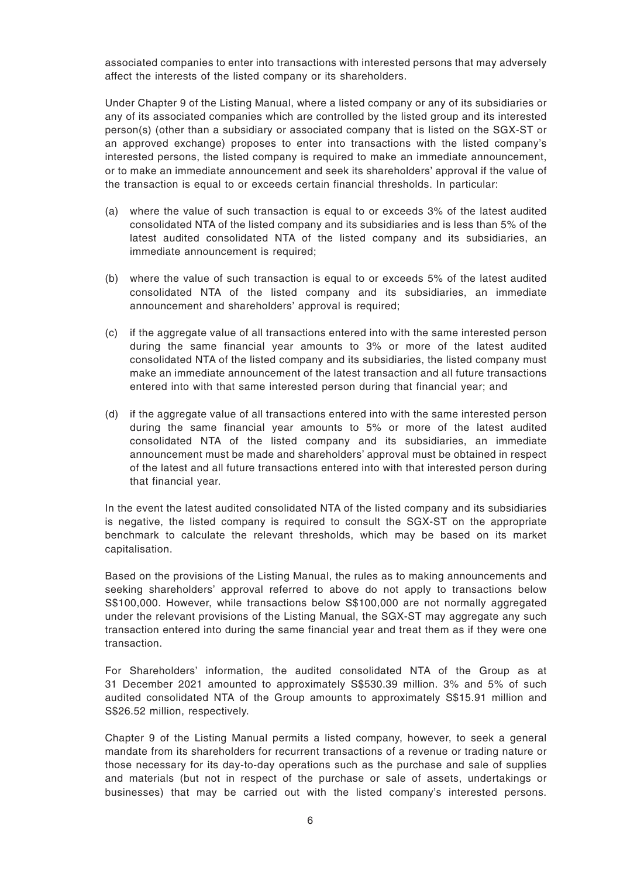associated companies to enter into transactions with interested persons that may adversely affect the interests of the listed company or its shareholders.

Under Chapter 9 of the Listing Manual, where a listed company or any of its subsidiaries or any of its associated companies which are controlled by the listed group and its interested person(s) (other than a subsidiary or associated company that is listed on the SGX-ST or an approved exchange) proposes to enter into transactions with the listed company's interested persons, the listed company is required to make an immediate announcement, or to make an immediate announcement and seek its shareholders' approval if the value of the transaction is equal to or exceeds certain financial thresholds. In particular:

(a) where the value of such transaction is equal to or exceeds 3% of the latest audited consolidated NTA of the listed company and its subsidiaries and is less than 5% of the latest audited consolidated NTA of the listed company and its subsidiaries, an immediate announcement is required;

(b) where the value of such transaction is equal to or exceeds 5% of the latest audited consolidated NTA of the listed company and its subsidiaries, an immediate announcement and shareholders' approval is required;

(c) if the aggregate value of all transactions entered into with the same interested person during the same financial year amounts to 3% or more of the latest audited consolidated NTA of the listed company and its subsidiaries, the listed company must make an immediate announcement of the latest transaction and all future transactions entered into with that same interested person during that financial year; and

(d) if the aggregate value of all transactions entered into with the same interested person during the same financial year amounts to 5% or more of the latest audited consolidated NTA of the listed company and its subsidiaries, an immediate announcement must be made and shareholders' approval must be obtained in respect of the latest and all future transactions entered into with that interested person during that financial year.

In the event the latest audited consolidated NTA of the listed company and its subsidiaries is negative, the listed company is required to consult the SGX-ST on the appropriate benchmark to calculate the relevant thresholds, which may be based on its market capitalisation.

Based on the provisions of the Listing Manual, the rules as to making announcements and seeking shareholders' approval referred to above do not apply to transactions below S$100,000. However, while transactions below S$100,000 are not normally aggregated under the relevant provisions of the Listing Manual, the SGX-ST may aggregate any such transaction entered into during the same financial year and treat them as if they were one transaction.

For Shareholders' information, the audited consolidated NTA of the Group as at 31 December 2021 amounted to approximately S$530.39 million. 3% and 5% of such audited consolidated NTA of the Group amounts to approximately S$15.91 million and S$26.52 million, respectively.

Chapter 9 of the Listing Manual permits a listed company, however, to seek a general mandate from its shareholders for recurrent transactions of a revenue or trading nature or those necessary for its day-to-day operations such as the purchase and sale of supplies and materials (but not in respect of the purchase or sale of assets, undertakings or businesses) that may be carried out with the listed company's interested persons.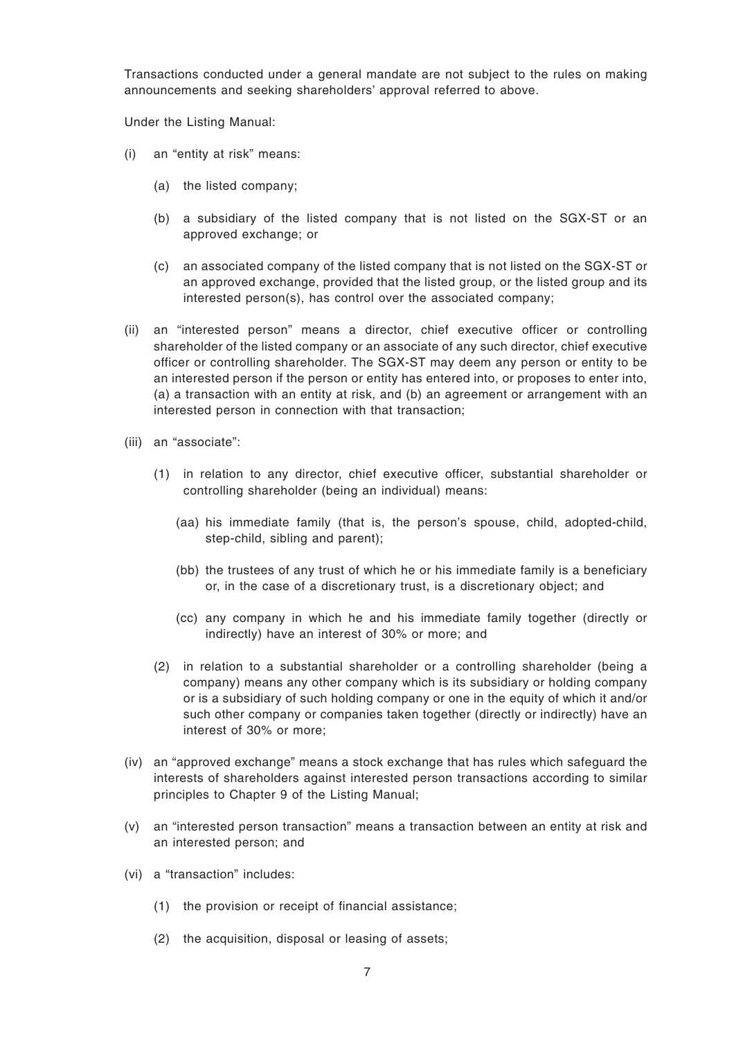Transactions conducted under a general mandate are not subject to the rules on making announcements and seeking shareholders' approval referred to above.

Under the Listing Manual:

(i) an "entity at risk" means:

   (a) the listed company;

   (b) a subsidiary of the listed company that is not listed on the SGX-ST or an approved exchange; or

   (c) an associated company of the listed company that is not listed on the SGX-ST or an approved exchange, provided that the listed group, or the listed group and its interested person(s), has control over the associated company;

(ii) an "interested person" means a director, chief executive officer or controlling shareholder of the listed company or an associate of any such director, chief executive officer or controlling shareholder. The SGX-ST may deem any person or entity to be an interested person if the person or entity has entered into, or proposes to enter into, (a) a transaction with an entity at risk, and (b) an agreement or arrangement with an interested person in connection with that transaction;

(iii) an "associate":

   (1) in relation to any director, chief executive officer, substantial shareholder or controlling shareholder (being an individual) means:

      (aa) his immediate family (that is, the person's spouse, child, adopted-child, step-child, sibling and parent);

      (bb) the trustees of any trust of which he or his immediate family is a beneficiary or, in the case of a discretionary trust, is a discretionary object; and

      (cc) any company in which he and his immediate family together (directly or indirectly) have an interest of 30% or more; and

   (2) in relation to a substantial shareholder or a controlling shareholder (being a company) means any other company which is its subsidiary or holding company or is a subsidiary of such holding company or one in the equity of which it and/or such other company or companies taken together (directly or indirectly) have an interest of 30% or more;

(iv) an "approved exchange" means a stock exchange that has rules which safeguard the interests of shareholders against interested person transactions according to similar principles to Chapter 9 of the Listing Manual;

(v) an "interested person transaction" means a transaction between an entity at risk and an interested person; and

(vi) a "transaction" includes:

   (1) the provision or receipt of financial assistance;

   (2) the acquisition, disposal or leasing of assets;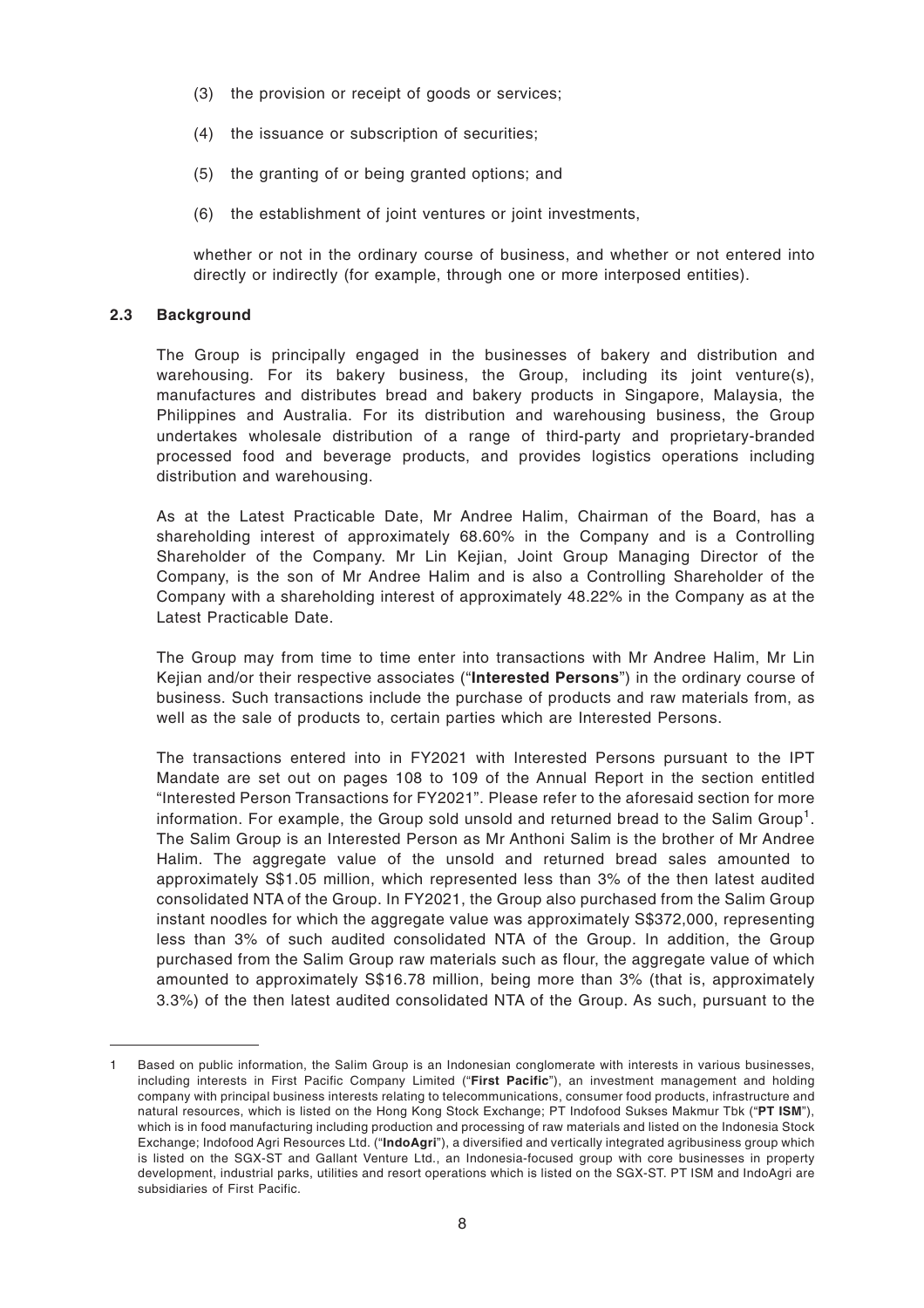(3) the provision or receipt of goods or services;

(4) the issuance or subscription of securities;

(5) the granting of or being granted options; and

(6) the establishment of joint ventures or joint investments,

whether or not in the ordinary course of business, and whether or not entered into directly or indirectly (for example, through one or more interposed entities).

### 2.3 Background

The Group is principally engaged in the businesses of bakery and distribution and warehousing. For its bakery business, the Group, including its joint venture(s), manufactures and distributes bread and bakery products in Singapore, Malaysia, the Philippines and Australia. For its distribution and warehousing business, the Group undertakes wholesale distribution of a range of third-party and proprietary-branded processed food and beverage products, and provides logistics operations including distribution and warehousing.

As at the Latest Practicable Date, Mr Andree Halim, Chairman of the Board, has a shareholding interest of approximately 68.60% in the Company and is a Controlling Shareholder of the Company. Mr Lin Kejian, Joint Group Managing Director of the Company, is the son of Mr Andree Halim and is also a Controlling Shareholder of the Company with a shareholding interest of approximately 48.22% in the Company as at the Latest Practicable Date.

The Group may from time to time enter into transactions with Mr Andree Halim, Mr Lin Kejian and/or their respective associates ("**Interested Persons**") in the ordinary course of business. Such transactions include the purchase of products and raw materials from, as well as the sale of products to, certain parties which are Interested Persons.

The transactions entered into in FY2021 with Interested Persons pursuant to the IPT Mandate are set out on pages 108 to 109 of the Annual Report in the section entitled "Interested Person Transactions for FY2021". Please refer to the aforesaid section for more information. For example, the Group sold unsold and returned bread to the Salim Group[1]. The Salim Group is an Interested Person as Mr Anthoni Salim is the brother of Mr Andree Halim. The aggregate value of the unsold and returned bread sales amounted to approximately S$1.05 million, which represented less than 3% of the then latest audited consolidated NTA of the Group. In FY2021, the Group also purchased from the Salim Group instant noodles for which the aggregate value was approximately S$372,000, representing less than 3% of such audited consolidated NTA of the Group. In addition, the Group purchased from the Salim Group raw materials such as flour, the aggregate value of which amounted to approximately S$16.78 million, being more than 3% (that is, approximately 3.3%) of the then latest audited consolidated NTA of the Group. As such, pursuant to the

---

1 Based on public information, the Salim Group is an Indonesian conglomerate with interests in various businesses, including interests in First Pacific Company Limited ("**First Pacific**"), an investment management and holding company with principal business interests relating to telecommunications, consumer food products, infrastructure and natural resources, which is listed on the Hong Kong Stock Exchange; PT Indofood Sukses Makmur Tbk ("**PT ISM**"), which is in food manufacturing including production and processing of raw materials and listed on the Indonesia Stock Exchange; Indofood Agri Resources Ltd. ("**IndoAgri**"), a diversified and vertically integrated agribusiness group which is listed on the SGX-ST and Gallant Venture Ltd., an Indonesia-focused group with core businesses in property development, industrial parks, utilities and resort operations which is listed on the SGX-ST. PT ISM and IndoAgri are subsidiaries of First Pacific.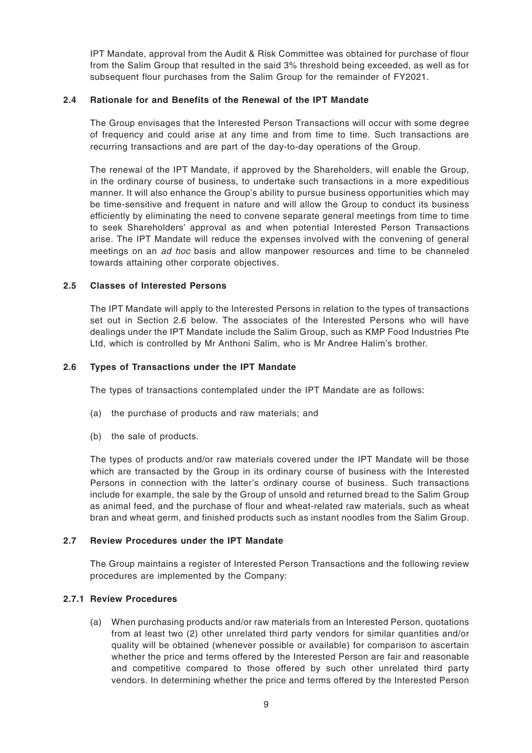IPT Mandate, approval from the Audit & Risk Committee was obtained for purchase of flour from the Salim Group that resulted in the said 3% threshold being exceeded, as well as for subsequent flour purchases from the Salim Group for the remainder of FY2021.

### 2.4 Rationale for and Benefits of the Renewal of the IPT Mandate

The Group envisages that the Interested Person Transactions will occur with some degree of frequency and could arise at any time and from time to time. Such transactions are recurring transactions and are part of the day-to-day operations of the Group.

The renewal of the IPT Mandate, if approved by the Shareholders, will enable the Group, in the ordinary course of business, to undertake such transactions in a more expeditious manner. It will also enhance the Group's ability to pursue business opportunities which may be time-sensitive and frequent in nature and will allow the Group to conduct its business efficiently by eliminating the need to convene separate general meetings from time to time to seek Shareholders' approval as and when potential Interested Person Transactions arise. The IPT Mandate will reduce the expenses involved with the convening of general meetings on an *ad hoc* basis and allow manpower resources and time to be channeled towards attaining other corporate objectives.

### 2.5 Classes of Interested Persons

The IPT Mandate will apply to the Interested Persons in relation to the types of transactions set out in Section 2.6 below. The associates of the Interested Persons who will have dealings under the IPT Mandate include the Salim Group, such as KMP Food Industries Pte Ltd, which is controlled by Mr Anthoni Salim, who is Mr Andree Halim's brother.

### 2.6 Types of Transactions under the IPT Mandate

The types of transactions contemplated under the IPT Mandate are as follows:

(a) the purchase of products and raw materials; and

(b) the sale of products.

The types of products and/or raw materials covered under the IPT Mandate will be those which are transacted by the Group in its ordinary course of business with the Interested Persons in connection with the latter's ordinary course of business. Such transactions include for example, the sale by the Group of unsold and returned bread to the Salim Group as animal feed, and the purchase of flour and wheat-related raw materials, such as wheat bran and wheat germ, and finished products such as instant noodles from the Salim Group.

### 2.7 Review Procedures under the IPT Mandate

The Group maintains a register of Interested Person Transactions and the following review procedures are implemented by the Company:

#### 2.7.1 Review Procedures

(a) When purchasing products and/or raw materials from an Interested Person, quotations from at least two (2) other unrelated third party vendors for similar quantities and/or quality will be obtained (whenever possible or available) for comparison to ascertain whether the price and terms offered by the Interested Person are fair and reasonable and competitive compared to those offered by such other unrelated third party vendors. In determining whether the price and terms offered by the Interested Person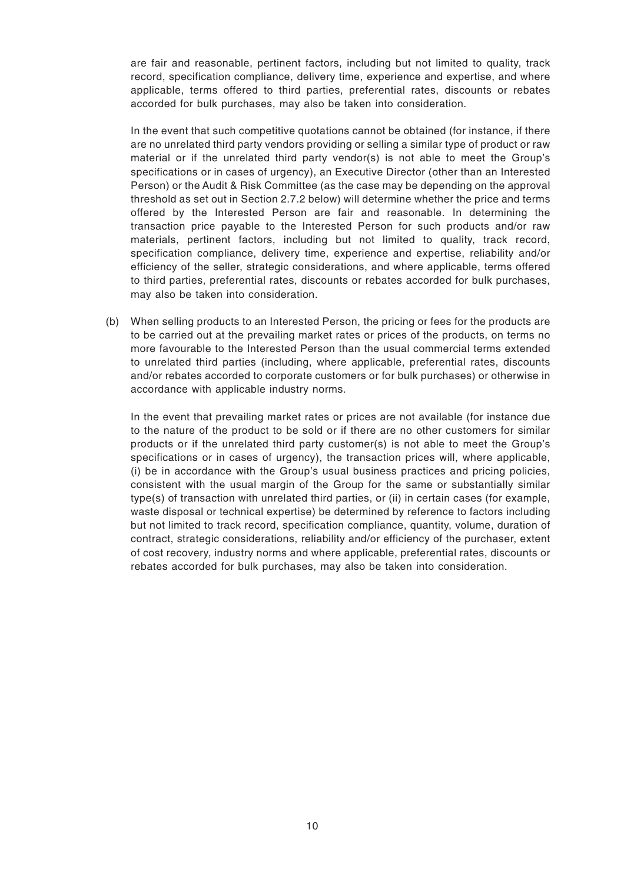are fair and reasonable, pertinent factors, including but not limited to quality, track record, specification compliance, delivery time, experience and expertise, and where applicable, terms offered to third parties, preferential rates, discounts or rebates accorded for bulk purchases, may also be taken into consideration.

In the event that such competitive quotations cannot be obtained (for instance, if there are no unrelated third party vendors providing or selling a similar type of product or raw material or if the unrelated third party vendor(s) is not able to meet the Group's specifications or in cases of urgency), an Executive Director (other than an Interested Person) or the Audit & Risk Committee (as the case may be depending on the approval threshold as set out in Section 2.7.2 below) will determine whether the price and terms offered by the Interested Person are fair and reasonable. In determining the transaction price payable to the Interested Person for such products and/or raw materials, pertinent factors, including but not limited to quality, track record, specification compliance, delivery time, experience and expertise, reliability and/or efficiency of the seller, strategic considerations, and where applicable, terms offered to third parties, preferential rates, discounts or rebates accorded for bulk purchases, may also be taken into consideration.

(b) When selling products to an Interested Person, the pricing or fees for the products are to be carried out at the prevailing market rates or prices of the products, on terms no more favourable to the Interested Person than the usual commercial terms extended to unrelated third parties (including, where applicable, preferential rates, discounts and/or rebates accorded to corporate customers or for bulk purchases) or otherwise in accordance with applicable industry norms.

In the event that prevailing market rates or prices are not available (for instance due to the nature of the product to be sold or if there are no other customers for similar products or if the unrelated third party customer(s) is not able to meet the Group's specifications or in cases of urgency), the transaction prices will, where applicable, (i) be in accordance with the Group's usual business practices and pricing policies, consistent with the usual margin of the Group for the same or substantially similar type(s) of transaction with unrelated third parties, or (ii) in certain cases (for example, waste disposal or technical expertise) be determined by reference to factors including but not limited to track record, specification compliance, quantity, volume, duration of contract, strategic considerations, reliability and/or efficiency of the purchaser, extent of cost recovery, industry norms and where applicable, preferential rates, discounts or rebates accorded for bulk purchases, may also be taken into consideration.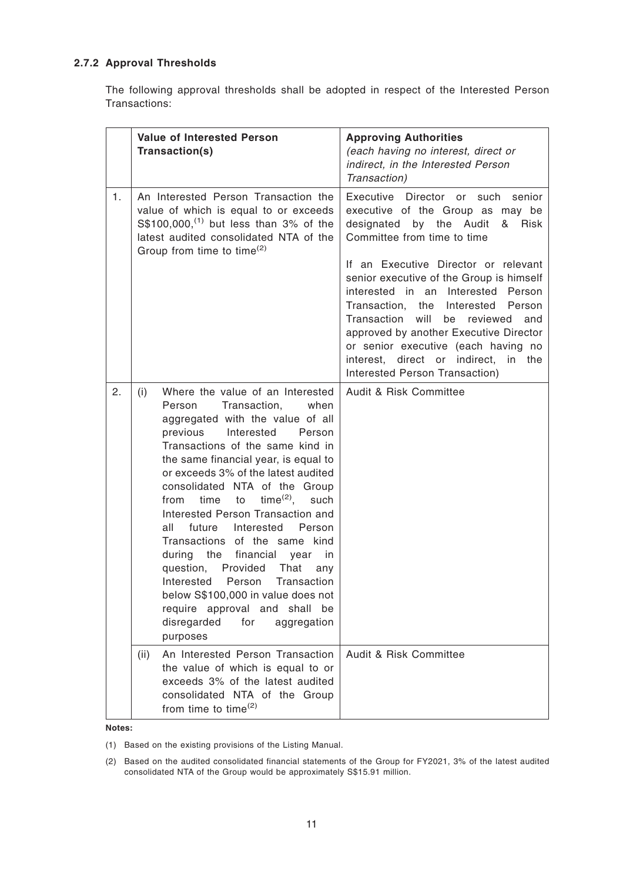### 2.7.2 Approval Thresholds

The following approval thresholds shall be adopted in respect of the Interested Person Transactions:

| | **Value of Interested Person Transaction(s)** | **Approving Authorities** *(each having no interest, direct or indirect, in the Interested Person Transaction)* |
|---|---|---|
| 1. | An Interested Person Transaction the value of which is equal to or exceeds S$100,000,[1] but less than 3% of the latest audited consolidated NTA of the Group from time to time[2] | Executive Director or such senior executive of the Group as may be designated by the Audit & Risk Committee from time to time<br><br>If an Executive Director or relevant senior executive of the Group is himself interested in an Interested Person Transaction, the Interested Person Transaction will be reviewed and approved by another Executive Director or senior executive (each having no interest, direct or indirect, in the Interested Person Transaction) |
| 2. | (i) Where the value of an Interested Person Transaction, when aggregated with the value of all previous Interested Person Transactions of the same kind in the same financial year, is equal to or exceeds 3% of the latest audited consolidated NTA of the Group from time to time[2], such Interested Person Transaction and all future Interested Person Transactions of the same kind during the financial year in question, Provided That any Interested Person Transaction below S$100,000 in value does not require approval and shall be disregarded for aggregation purposes | Audit & Risk Committee |
| | (ii) An Interested Person Transaction the value of which is equal to or exceeds 3% of the latest audited consolidated NTA of the Group from time to time[2] | Audit & Risk Committee |

**Notes:**

(1) Based on the existing provisions of the Listing Manual.

(2) Based on the audited consolidated financial statements of the Group for FY2021, 3% of the latest audited consolidated NTA of the Group would be approximately S$15.91 million.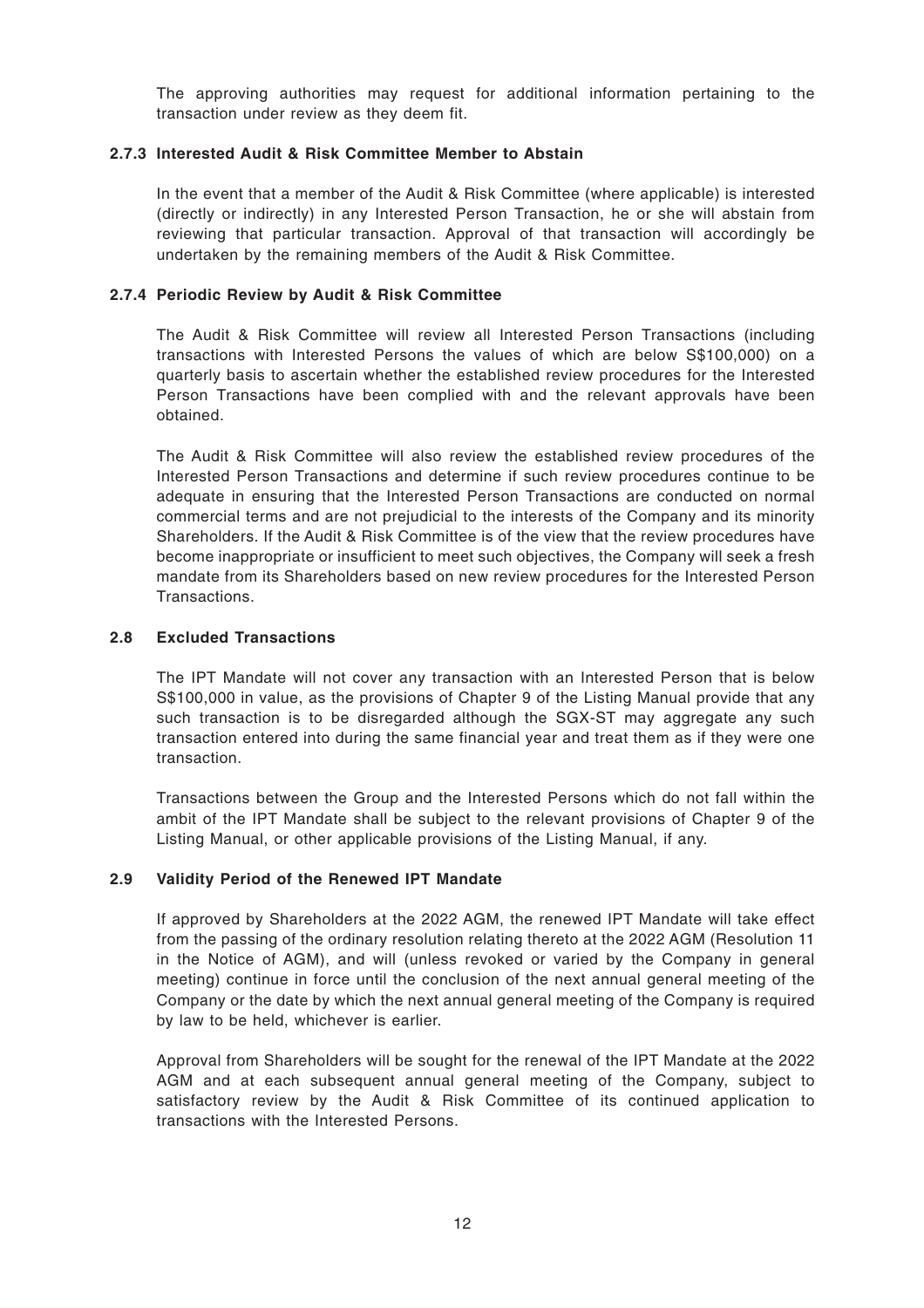The approving authorities may request for additional information pertaining to the transaction under review as they deem fit.

#### 2.7.3 Interested Audit & Risk Committee Member to Abstain

In the event that a member of the Audit & Risk Committee (where applicable) is interested (directly or indirectly) in any Interested Person Transaction, he or she will abstain from reviewing that particular transaction. Approval of that transaction will accordingly be undertaken by the remaining members of the Audit & Risk Committee.

#### 2.7.4 Periodic Review by Audit & Risk Committee

The Audit & Risk Committee will review all Interested Person Transactions (including transactions with Interested Persons the values of which are below S$100,000) on a quarterly basis to ascertain whether the established review procedures for the Interested Person Transactions have been complied with and the relevant approvals have been obtained.

The Audit & Risk Committee will also review the established review procedures of the Interested Person Transactions and determine if such review procedures continue to be adequate in ensuring that the Interested Person Transactions are conducted on normal commercial terms and are not prejudicial to the interests of the Company and its minority Shareholders. If the Audit & Risk Committee is of the view that the review procedures have become inappropriate or insufficient to meet such objectives, the Company will seek a fresh mandate from its Shareholders based on new review procedures for the Interested Person Transactions.

### 2.8 Excluded Transactions

The IPT Mandate will not cover any transaction with an Interested Person that is below S$100,000 in value, as the provisions of Chapter 9 of the Listing Manual provide that any such transaction is to be disregarded although the SGX-ST may aggregate any such transaction entered into during the same financial year and treat them as if they were one transaction.

Transactions between the Group and the Interested Persons which do not fall within the ambit of the IPT Mandate shall be subject to the relevant provisions of Chapter 9 of the Listing Manual, or other applicable provisions of the Listing Manual, if any.

### 2.9 Validity Period of the Renewed IPT Mandate

If approved by Shareholders at the 2022 AGM, the renewed IPT Mandate will take effect from the passing of the ordinary resolution relating thereto at the 2022 AGM (Resolution 11 in the Notice of AGM), and will (unless revoked or varied by the Company in general meeting) continue in force until the conclusion of the next annual general meeting of the Company or the date by which the next annual general meeting of the Company is required by law to be held, whichever is earlier.

Approval from Shareholders will be sought for the renewal of the IPT Mandate at the 2022 AGM and at each subsequent annual general meeting of the Company, subject to satisfactory review by the Audit & Risk Committee of its continued application to transactions with the Interested Persons.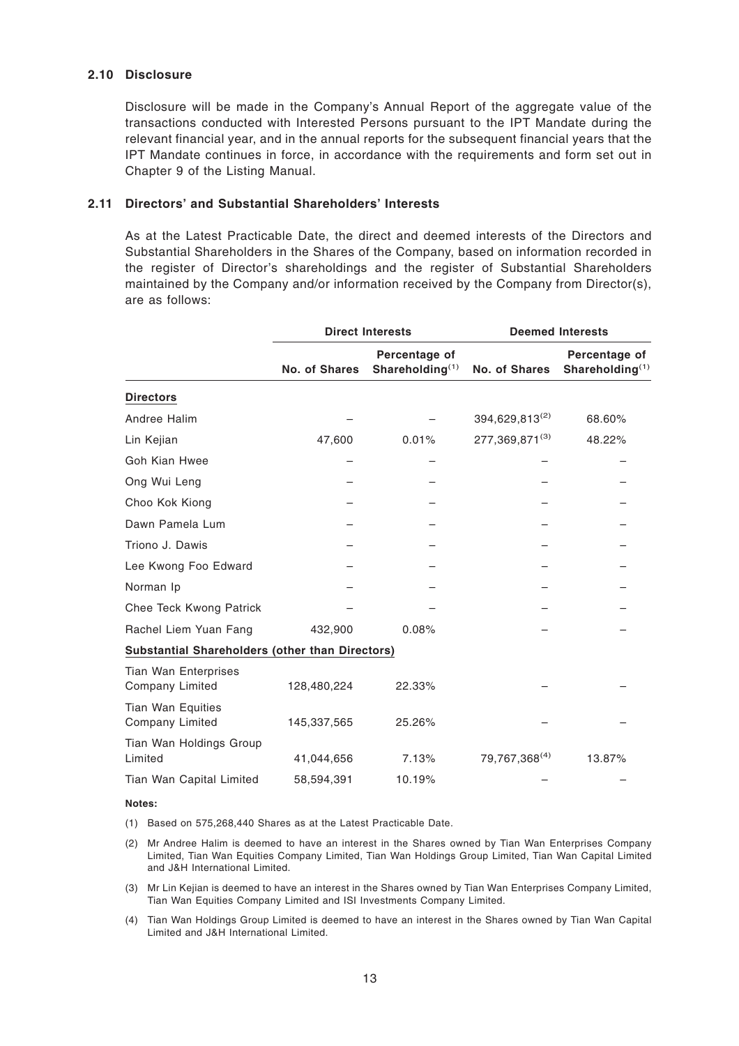### 2.10 Disclosure

Disclosure will be made in the Company's Annual Report of the aggregate value of the transactions conducted with Interested Persons pursuant to the IPT Mandate during the relevant financial year, and in the annual reports for the subsequent financial years that the IPT Mandate continues in force, in accordance with the requirements and form set out in Chapter 9 of the Listing Manual.

### 2.11 Directors' and Substantial Shareholders' Interests

As at the Latest Practicable Date, the direct and deemed interests of the Directors and Substantial Shareholders in the Shares of the Company, based on information recorded in the register of Director's shareholdings and the register of Substantial Shareholders maintained by the Company and/or information received by the Company from Director(s), are as follows:

| | Direct Interests | | Deemed Interests | |
|---|---|---|---|---|
| | No. of Shares | Percentage of Shareholding[(1)] | No. of Shares | Percentage of Shareholding[(1)] |
| **Directors** | | | | |
| Andree Halim | – | – | 394,629,813[(2)] | 68.60% |
| Lin Kejian | 47,600 | 0.01% | 277,369,871[(3)] | 48.22% |
| Goh Kian Hwee | – | – | – | – |
| Ong Wui Leng | – | – | – | – |
| Choo Kok Kiong | – | – | – | – |
| Dawn Pamela Lum | – | – | – | – |
| Triono J. Dawis | – | – | – | – |
| Lee Kwong Foo Edward | – | – | – | – |
| Norman Ip | – | – | – | – |
| Chee Teck Kwong Patrick | – | – | – | – |
| Rachel Liem Yuan Fang | 432,900 | 0.08% | – | – |
| **Substantial Shareholders (other than Directors)** | | | | |
| Tian Wan Enterprises Company Limited | 128,480,224 | 22.33% | – | – |
| Tian Wan Equities Company Limited | 145,337,565 | 25.26% | – | – |
| Tian Wan Holdings Group Limited | 41,044,656 | 7.13% | 79,767,368[(4)] | 13.87% |
| Tian Wan Capital Limited | 58,594,391 | 10.19% | – | – |

**Notes:**

(1) Based on 575,268,440 Shares as at the Latest Practicable Date.

(2) Mr Andree Halim is deemed to have an interest in the Shares owned by Tian Wan Enterprises Company Limited, Tian Wan Equities Company Limited, Tian Wan Holdings Group Limited, Tian Wan Capital Limited and J&H International Limited.

(3) Mr Lin Kejian is deemed to have an interest in the Shares owned by Tian Wan Enterprises Company Limited, Tian Wan Equities Company Limited and ISI Investments Company Limited.

(4) Tian Wan Holdings Group Limited is deemed to have an interest in the Shares owned by Tian Wan Capital Limited and J&H International Limited.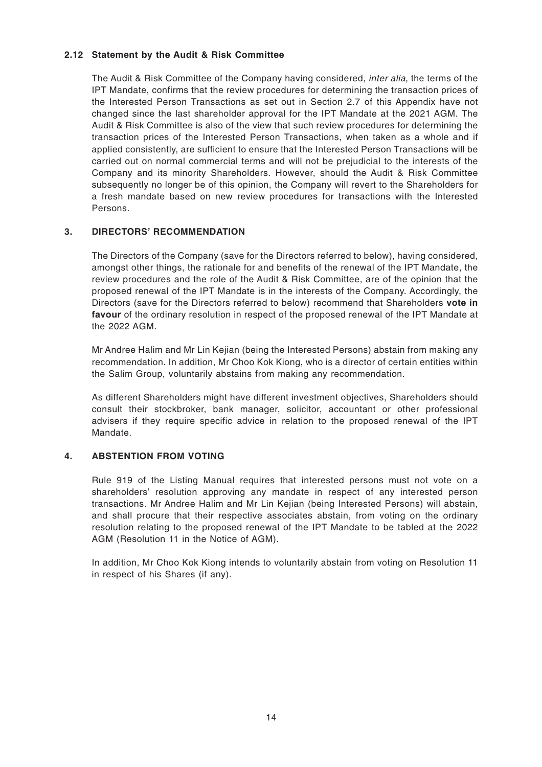### 2.12 Statement by the Audit & Risk Committee

The Audit & Risk Committee of the Company having considered, *inter alia*, the terms of the IPT Mandate, confirms that the review procedures for determining the transaction prices of the Interested Person Transactions as set out in Section 2.7 of this Appendix have not changed since the last shareholder approval for the IPT Mandate at the 2021 AGM. The Audit & Risk Committee is also of the view that such review procedures for determining the transaction prices of the Interested Person Transactions, when taken as a whole and if applied consistently, are sufficient to ensure that the Interested Person Transactions will be carried out on normal commercial terms and will not be prejudicial to the interests of the Company and its minority Shareholders. However, should the Audit & Risk Committee subsequently no longer be of this opinion, the Company will revert to the Shareholders for a fresh mandate based on new review procedures for transactions with the Interested Persons.

## 3. DIRECTORS' RECOMMENDATION

The Directors of the Company (save for the Directors referred to below), having considered, amongst other things, the rationale for and benefits of the renewal of the IPT Mandate, the review procedures and the role of the Audit & Risk Committee, are of the opinion that the proposed renewal of the IPT Mandate is in the interests of the Company. Accordingly, the Directors (save for the Directors referred to below) recommend that Shareholders **vote in favour** of the ordinary resolution in respect of the proposed renewal of the IPT Mandate at the 2022 AGM.

Mr Andree Halim and Mr Lin Kejian (being the Interested Persons) abstain from making any recommendation. In addition, Mr Choo Kok Kiong, who is a director of certain entities within the Salim Group, voluntarily abstains from making any recommendation.

As different Shareholders might have different investment objectives, Shareholders should consult their stockbroker, bank manager, solicitor, accountant or other professional advisers if they require specific advice in relation to the proposed renewal of the IPT Mandate.

## 4. ABSTENTION FROM VOTING

Rule 919 of the Listing Manual requires that interested persons must not vote on a shareholders' resolution approving any mandate in respect of any interested person transactions. Mr Andree Halim and Mr Lin Kejian (being Interested Persons) will abstain, and shall procure that their respective associates abstain, from voting on the ordinary resolution relating to the proposed renewal of the IPT Mandate to be tabled at the 2022 AGM (Resolution 11 in the Notice of AGM).

In addition, Mr Choo Kok Kiong intends to voluntarily abstain from voting on Resolution 11 in respect of his Shares (if any).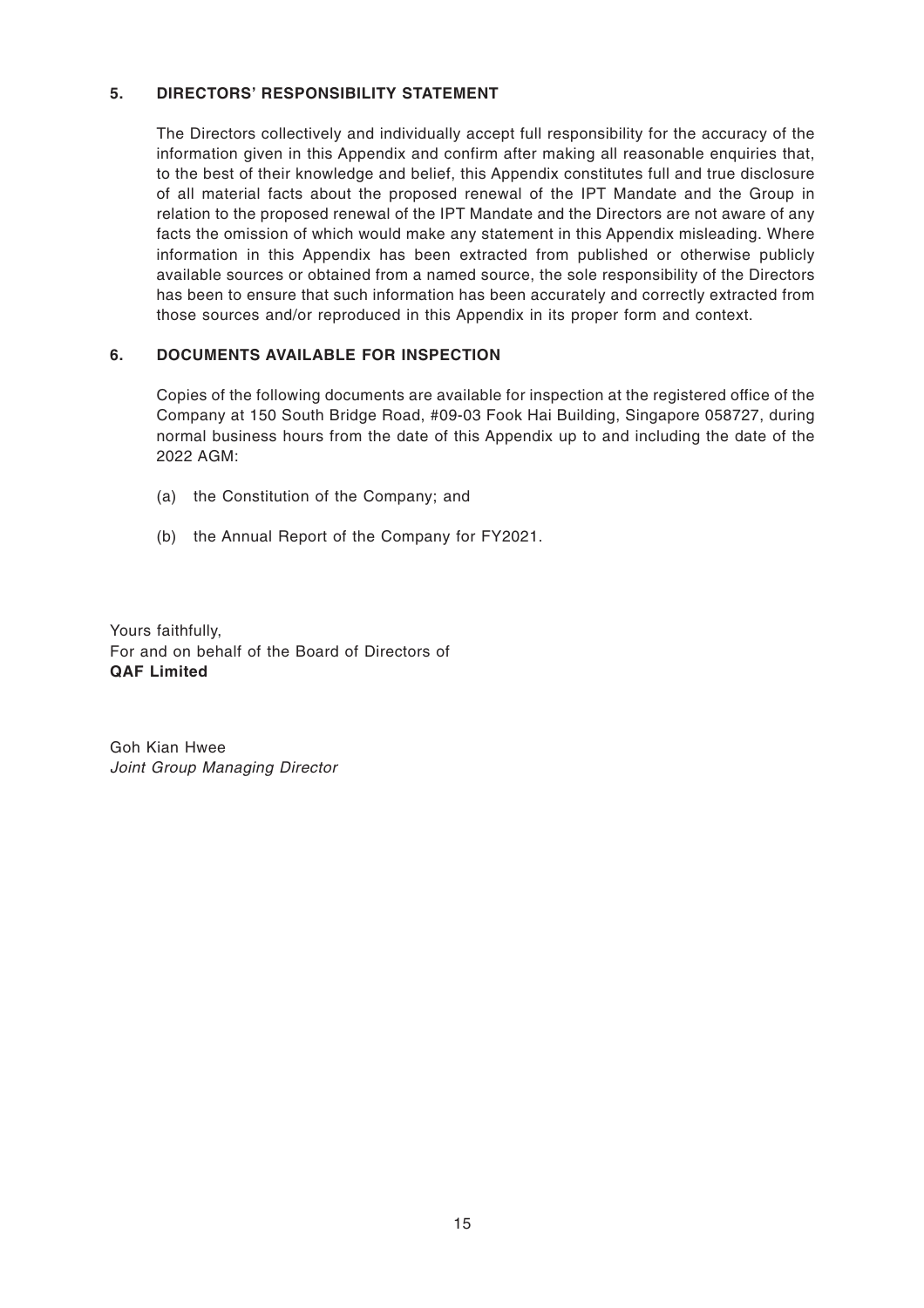## 5. DIRECTORS' RESPONSIBILITY STATEMENT

The Directors collectively and individually accept full responsibility for the accuracy of the information given in this Appendix and confirm after making all reasonable enquiries that, to the best of their knowledge and belief, this Appendix constitutes full and true disclosure of all material facts about the proposed renewal of the IPT Mandate and the Group in relation to the proposed renewal of the IPT Mandate and the Directors are not aware of any facts the omission of which would make any statement in this Appendix misleading. Where information in this Appendix has been extracted from published or otherwise publicly available sources or obtained from a named source, the sole responsibility of the Directors has been to ensure that such information has been accurately and correctly extracted from those sources and/or reproduced in this Appendix in its proper form and context.

## 6. DOCUMENTS AVAILABLE FOR INSPECTION

Copies of the following documents are available for inspection at the registered office of the Company at 150 South Bridge Road, #09-03 Fook Hai Building, Singapore 058727, during normal business hours from the date of this Appendix up to and including the date of the 2022 AGM:

(a) the Constitution of the Company; and

(b) the Annual Report of the Company for FY2021.

Yours faithfully,
For and on behalf of the Board of Directors of
**QAF Limited**

Goh Kian Hwee
*Joint Group Managing Director*